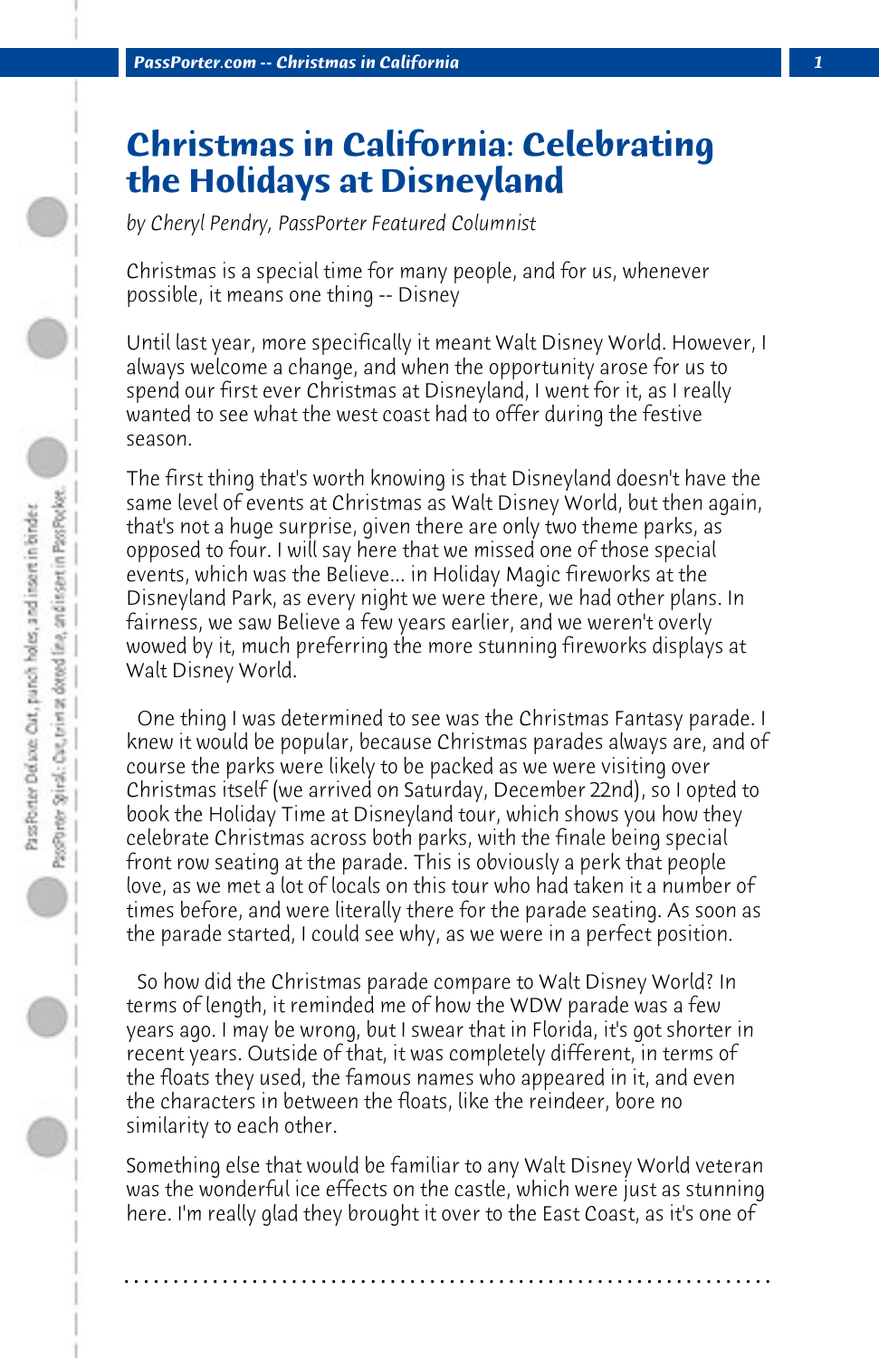# Christmas in California: Celebrating the Holidays at Disneyland

*by Cheryl Pendry, PassPorter Featured Columnist*

Christmas is a special time for many people, and for us, whenever possible, it means one thing -- Disney

Until last year, more specifically it meant Walt Disney World. However, I always welcome a change, and when the opportunity arose for us to spend our first ever Christmas at Disneyland, I went for it, as I really wanted to see what the west coast had to offer during the festive season.

The first thing that's worth knowing is that Disneyland doesn't have the same level of events at Christmas as Walt Disney World, but then again, that's not a huge surprise, given there are only two theme parks, as opposed to four. I will say here that we missed one of those special events, which was the Believe... in Holiday Magic fireworks at the Disneyland Park, as every night we were there, we had other plans. In fairness, we saw Believe a few years earlier, and we weren't overly wowed by it, much preferring the more stunning fireworks displays at Walt Disney World.

One thing I was determined to see was the Christmas Fantasy parade. I knew it would be popular, because Christmas parades always are, and of course the parks were likely to be packed as we were visiting over Christmas itself (we arrived on Saturday, December 22nd), so I opted to book the Holiday Time at Disneyland tour, which shows you how they celebrate Christmas across both parks, with the finale being special front row seating at the parade. This is obviously a perk that people love, as we met a lot of locals on this tour who had taken it a number of times before, and were literally there for the parade seating. As soon as the parade started, I could see why, as we were in a perfect position.

So how did the Christmas parade compare to Walt Disney World? In terms of length, it reminded me of how the WDW parade was a few years ago. I may be wrong, but I swear that in Florida, it's got shorter in recent years. Outside of that, it was completely different, in terms of the floats they used, the famous names who appeared in it, and even the characters in between the floats, like the reindeer, bore no similarity to each other.

Something else that would be familiar to any Walt Disney World veteran was the wonderful ice effects on the castle, which were just as stunning here. I'm really glad they brought it over to the East Coast, as it's one of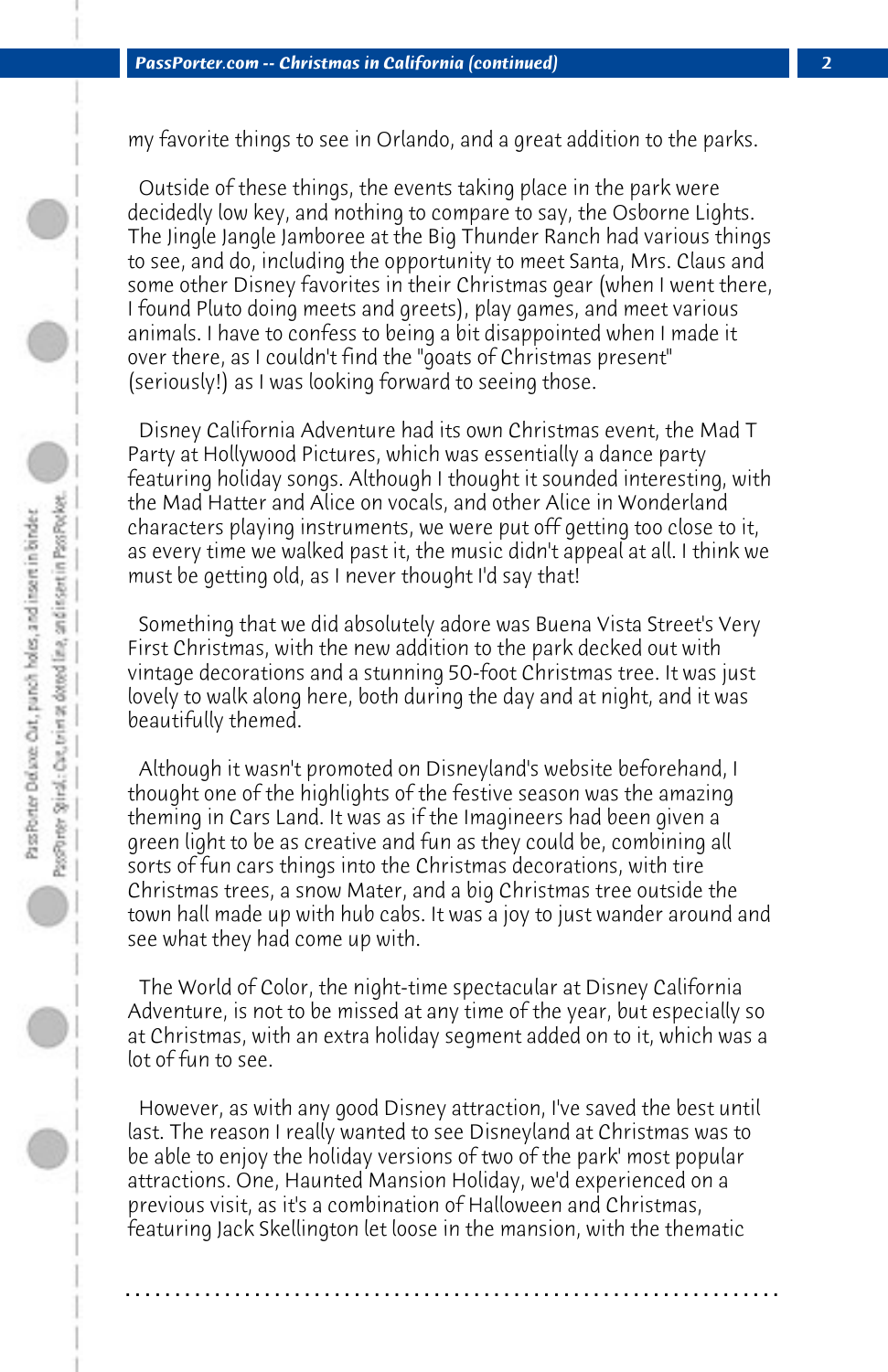my favorite things to see in Orlando, and a great addition to the parks.

Outside of these things, the events taking place in the park were decidedly low key, and nothing to compare to say, the Osborne Lights. The Jingle Jangle Jamboree at the Big Thunder Ranch had various things to see, and do, including the opportunity to meet Santa, Mrs. Claus and some other Disney favorites in their Christmas gear (when I went there, I found Pluto doing meets and greets), play games, and meet various animals. I have to confess to being a bit disappointed when I made it over there, as I couldn't find the "goats of Christmas present" (seriously!) as I was looking forward to seeing those.

Disney California Adventure had its own Christmas event, the Mad T Party at Hollywood Pictures, which was essentially a dance party featuring holiday songs. Although I thought it sounded interesting, with the Mad Hatter and Alice on vocals, and other Alice in Wonderland characters playing instruments, we were put off getting too close to it, as every time we walked past it, the music didn't appeal at all. I think we must be getting old, as I never thought I'd say that!

Something that we did absolutely adore was Buena Vista Street's Very First Christmas, with the new addition to the park decked out with vintage decorations and a stunning 50-foot Christmas tree. It was just lovely to walk along here, both during the day and at night, and it was beautifully themed.

Although it wasn't promoted on Disneyland's website beforehand, I thought one of the highlights of the festive season was the amazing theming in Cars Land. It was as if the Imagineers had been given a green light to be as creative and fun as they could be, combining all sorts of fun cars things into the Christmas decorations, with tire Christmas trees, a snow Mater, and a big Christmas tree outside the town hall made up with hub cabs. It was a joy to just wander around and see what they had come up with.

The World of Color, the night-time spectacular at Disney California Adventure, is not to be missed at any time of the year, but especially so at Christmas, with an extra holiday segment added on to it, which was a lot of fun to see.

However, as with any good Disney attraction, I've saved the best until last. The reason I really wanted to see Disneyland at Christmas was to be able to enjoy the holiday versions of two of the park' most popular attractions. One, Haunted Mansion Holiday, we'd experienced on a previous visit, as it's a combination of Halloween and Christmas, featuring Jack Skellington let loose in the mansion, with the thematic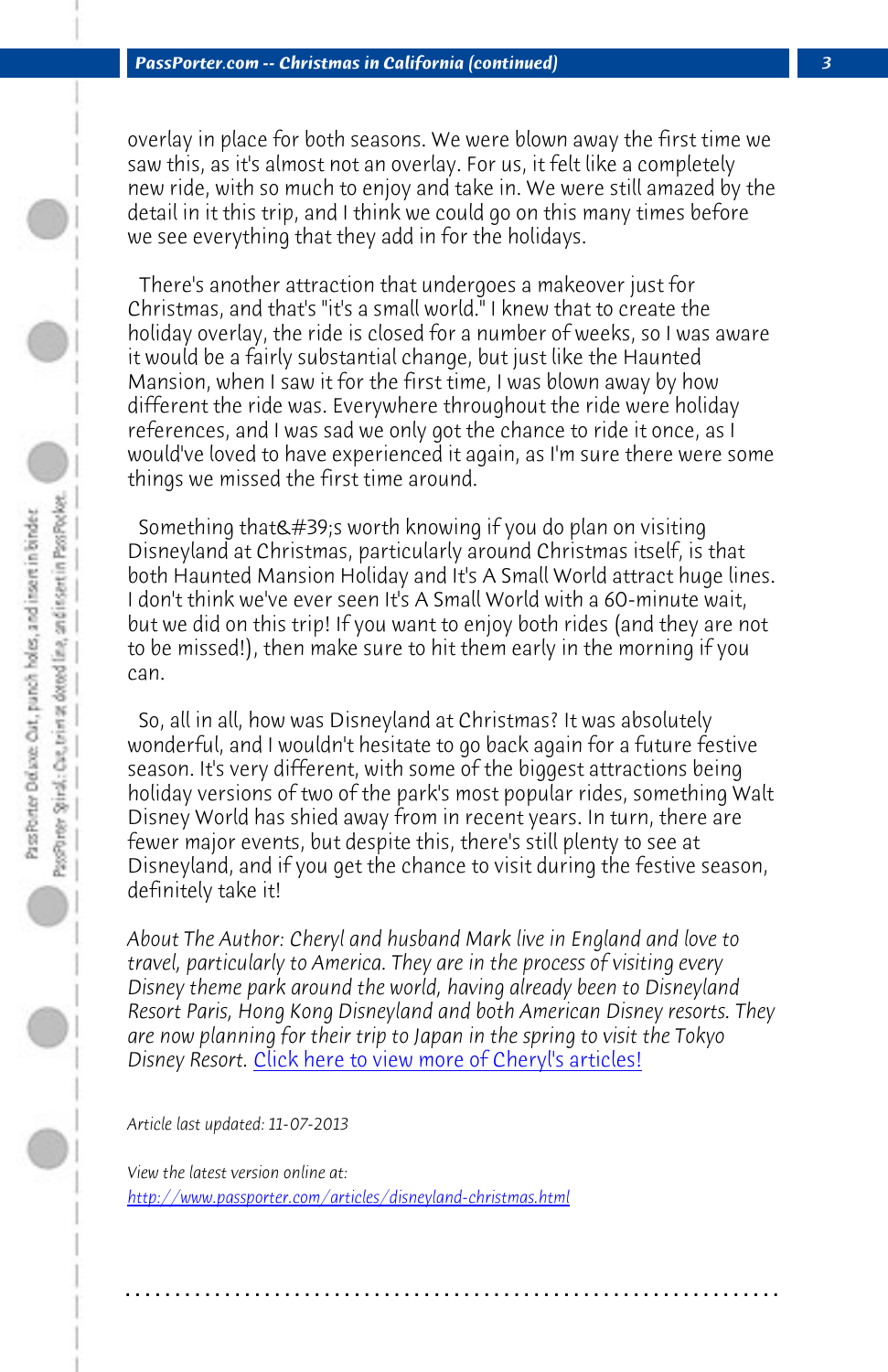overlay in place for both seasons. We were blown away the first time we saw this, as it's almost not an overlay. For us, it felt like a completely new ride, with so much to enjoy and take in. We were still amazed by the detail in it this trip, and I think we could go on this many times before we see everything that they add in for the holidays.

There's another attraction that undergoes a makeover just for Christmas, and that's "it's a small world." I knew that to create the holiday overlay, the ride is closed for a number of weeks, so I was aware it would be a fairly substantial change, but just like the Haunted Mansion, when I saw it for the first time, I was blown away by how different the ride was. Everywhere throughout the ride were holiday references, and I was sad we only got the chance to ride it once, as I would've loved to have experienced it again, as I'm sure there were some things we missed the first time around.

Something that&#39;s worth knowing if you do plan on visiting Disneyland at Christmas, particularly around Christmas itself, is that both Haunted Mansion Holiday and It's A Small World attract huge lines. I don't think we've ever seen It's A Small World with a 60-minute wait, but we did on this trip! If you want to enjoy both rides (and they are not to be missed!), then make sure to hit them early in the morning if you can.

So, all in all, how was Disneyland at Christmas? It was absolutely wonderful, and I wouldn't hesitate to go back again for a future festive season. It's very different, with some of the biggest attractions being holiday versions of two of the park's most popular rides, something Walt Disney World has shied away from in recent years. In turn, there are fewer major events, but despite this, there's still plenty to see at Disneyland, and if you get the chance to visit during the festive season, definitely take it!

*About The Author: Cheryl and husband Mark live in England and love to travel, particularly to America. They are in the process of visiting every Disney theme park around the world, having already been to Disneyland Resort Paris, Hong Kong Disneyland and both American Disney resorts. They are now planning for their trip to Japan in the spring to visit the Tokyo Disney Resort.* Click here to view more of Cheryl's articles!

*Article last updated: 11-07-2013*

*View the latest version online at:*
http://www.passporter.com/articles/disneyland-christmas.html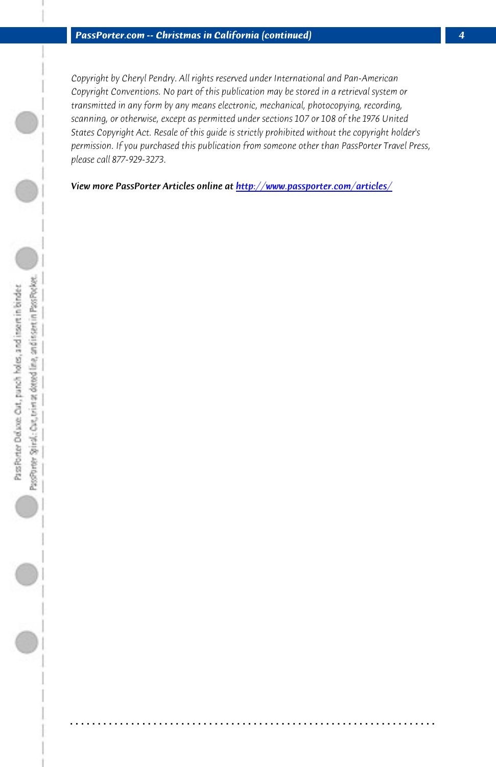*Copyright by Cheryl Pendry. All rights reserved under International and Pan-American Copyright Conventions. No part of this publication may be stored in a retrieval system or transmitted in any form by any means electronic, mechanical, photocopying, recording, scanning, or otherwise, except as permitted under sections 107 or 108 of the 1976 United States Copyright Act. Resale of this guide is strictly prohibited without the copyright holder's permission. If you purchased this publication from someone other than PassPorter Travel Press, please call 877-929-3273.*

***View more PassPorter Articles online at [http://www.passporter.com/articles/](http://www.passporter.com/articles/)***